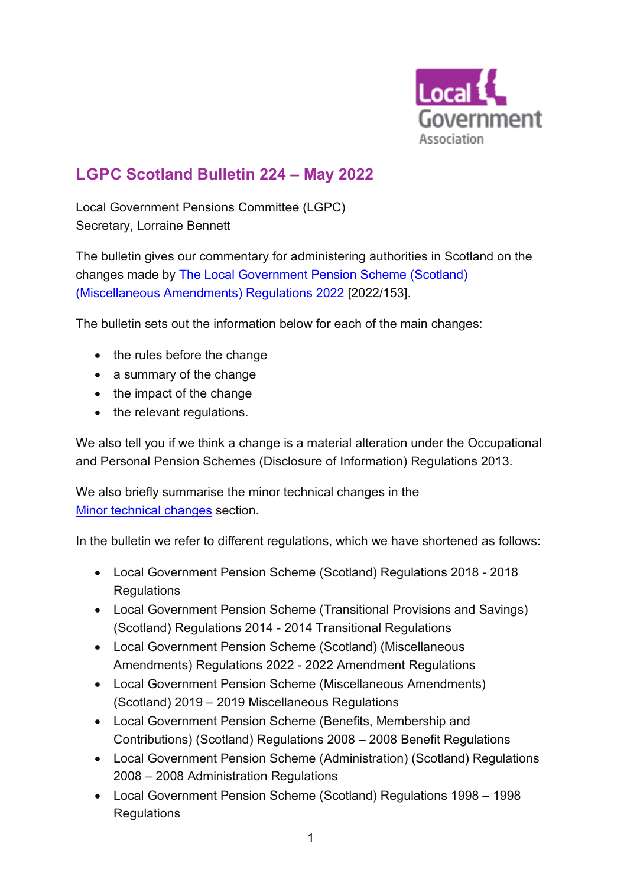# LGPC Scotland Bulletin 224 – May 2022

Local Government Pensions Committee (LGPC)
Secretary, Lorraine Bennett

The bulletin gives our commentary for administering authorities in Scotland on the changes made by [The Local Government Pension Scheme (Scotland) (Miscellaneous Amendments) Regulations 2022] [2022/153].

The bulletin sets out the information below for each of the main changes:

- the rules before the change
- a summary of the change
- the impact of the change
- the relevant regulations.

We also tell you if we think a change is a material alteration under the Occupational and Personal Pension Schemes (Disclosure of Information) Regulations 2013.

We also briefly summarise the minor technical changes in the [Minor technical changes] section.

In the bulletin we refer to different regulations, which we have shortened as follows:

- Local Government Pension Scheme (Scotland) Regulations 2018 - 2018 Regulations
- Local Government Pension Scheme (Transitional Provisions and Savings) (Scotland) Regulations 2014 - 2014 Transitional Regulations
- Local Government Pension Scheme (Scotland) (Miscellaneous Amendments) Regulations 2022 - 2022 Amendment Regulations
- Local Government Pension Scheme (Miscellaneous Amendments) (Scotland) 2019 – 2019 Miscellaneous Regulations
- Local Government Pension Scheme (Benefits, Membership and Contributions) (Scotland) Regulations 2008 – 2008 Benefit Regulations
- Local Government Pension Scheme (Administration) (Scotland) Regulations 2008 – 2008 Administration Regulations
- Local Government Pension Scheme (Scotland) Regulations 1998 – 1998 Regulations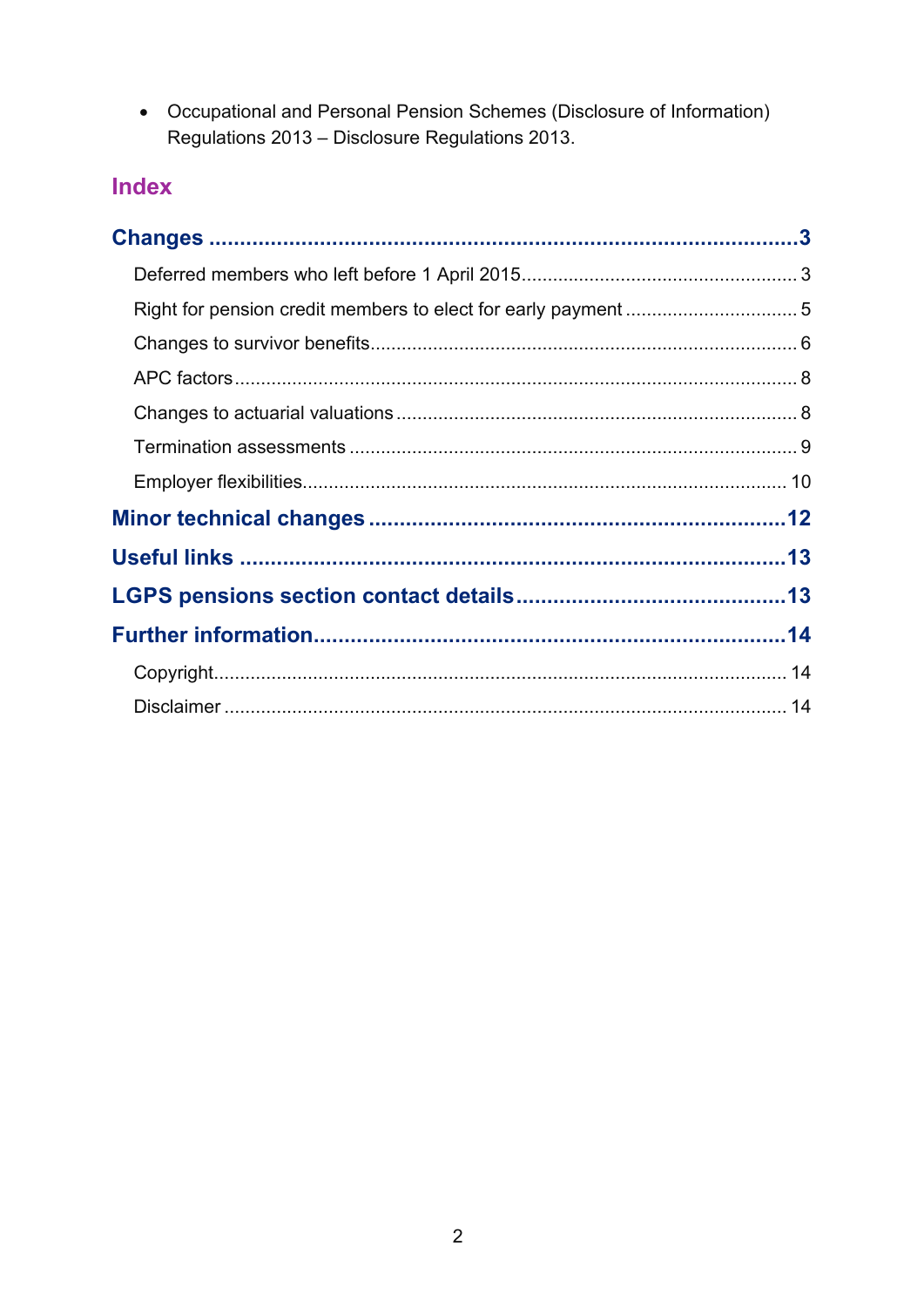- Occupational and Personal Pension Schemes (Disclosure of Information) Regulations 2013 – Disclosure Regulations 2013.

## Index

**Changes** .......... 3

- Deferred members who left before 1 April 2015 .......... 3
- Right for pension credit members to elect for early payment .......... 5
- Changes to survivor benefits .......... 6
- APC factors .......... 8
- Changes to actuarial valuations .......... 8
- Termination assessments .......... 9
- Employer flexibilities .......... 10

**Minor technical changes** .......... 12

**Useful links** .......... 13

**LGPS pensions section contact details** .......... 13

**Further information** .......... 14

- Copyright .......... 14
- Disclaimer .......... 14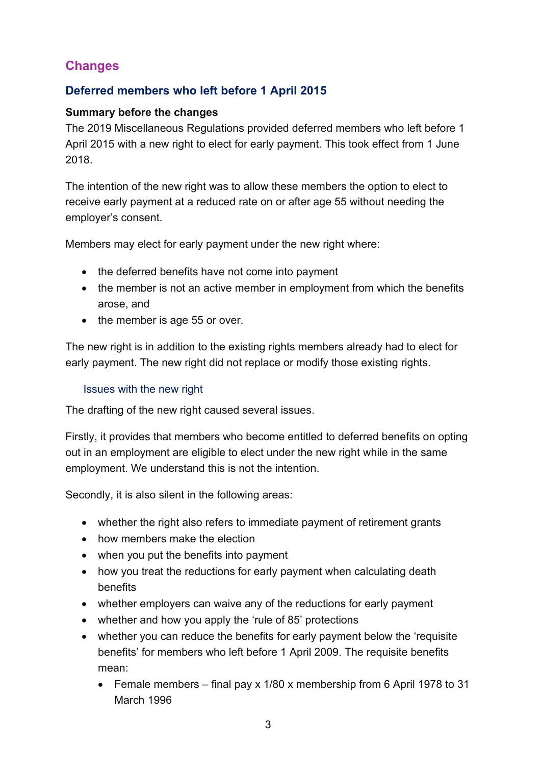## Changes

### Deferred members who left before 1 April 2015

**Summary before the changes**

The 2019 Miscellaneous Regulations provided deferred members who left before 1 April 2015 with a new right to elect for early payment. This took effect from 1 June 2018.

The intention of the new right was to allow these members the option to elect to receive early payment at a reduced rate on or after age 55 without needing the employer's consent.

Members may elect for early payment under the new right where:

- the deferred benefits have not come into payment
- the member is not an active member in employment from which the benefits arose, and
- the member is age 55 or over.

The new right is in addition to the existing rights members already had to elect for early payment. The new right did not replace or modify those existing rights.

#### Issues with the new right

The drafting of the new right caused several issues.

Firstly, it provides that members who become entitled to deferred benefits on opting out in an employment are eligible to elect under the new right while in the same employment. We understand this is not the intention.

Secondly, it is also silent in the following areas:

- whether the right also refers to immediate payment of retirement grants
- how members make the election
- when you put the benefits into payment
- how you treat the reductions for early payment when calculating death benefits
- whether employers can waive any of the reductions for early payment
- whether and how you apply the 'rule of 85' protections
- whether you can reduce the benefits for early payment below the 'requisite benefits' for members who left before 1 April 2009. The requisite benefits mean:
  - Female members – final pay x 1/80 x membership from 6 April 1978 to 31 March 1996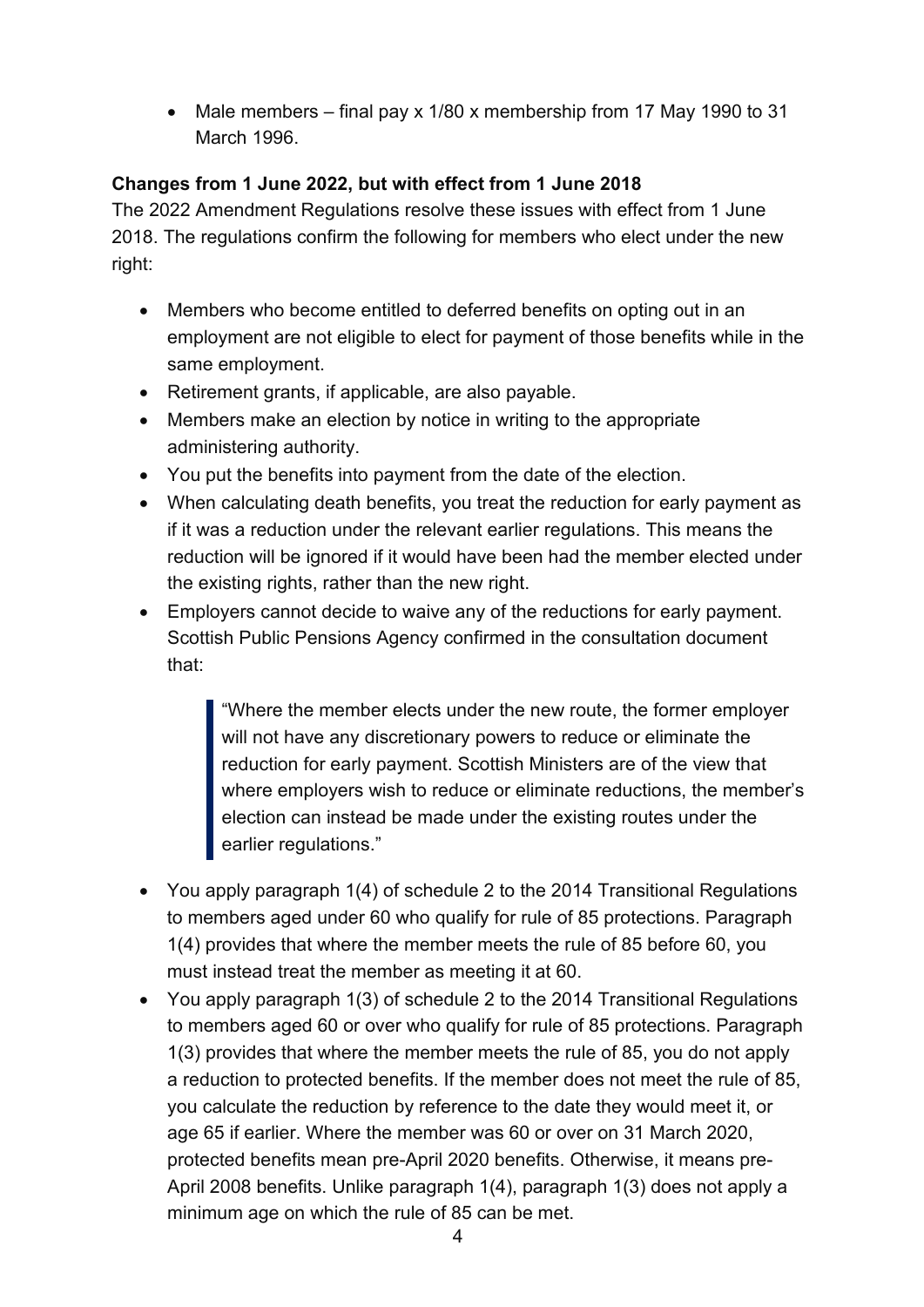- Male members – final pay x 1/80 x membership from 17 May 1990 to 31 March 1996.

**Changes from 1 June 2022, but with effect from 1 June 2018**

The 2022 Amendment Regulations resolve these issues with effect from 1 June 2018. The regulations confirm the following for members who elect under the new right:

- Members who become entitled to deferred benefits on opting out in an employment are not eligible to elect for payment of those benefits while in the same employment.
- Retirement grants, if applicable, are also payable.
- Members make an election by notice in writing to the appropriate administering authority.
- You put the benefits into payment from the date of the election.
- When calculating death benefits, you treat the reduction for early payment as if it was a reduction under the relevant earlier regulations. This means the reduction will be ignored if it would have been had the member elected under the existing rights, rather than the new right.
- Employers cannot decide to waive any of the reductions for early payment. Scottish Public Pensions Agency confirmed in the consultation document that:

  > "Where the member elects under the new route, the former employer will not have any discretionary powers to reduce or eliminate the reduction for early payment. Scottish Ministers are of the view that where employers wish to reduce or eliminate reductions, the member's election can instead be made under the existing routes under the earlier regulations."

- You apply paragraph 1(4) of schedule 2 to the 2014 Transitional Regulations to members aged under 60 who qualify for rule of 85 protections. Paragraph 1(4) provides that where the member meets the rule of 85 before 60, you must instead treat the member as meeting it at 60.
- You apply paragraph 1(3) of schedule 2 to the 2014 Transitional Regulations to members aged 60 or over who qualify for rule of 85 protections. Paragraph 1(3) provides that where the member meets the rule of 85, you do not apply a reduction to protected benefits. If the member does not meet the rule of 85, you calculate the reduction by reference to the date they would meet it, or age 65 if earlier. Where the member was 60 or over on 31 March 2020, protected benefits mean pre-April 2020 benefits. Otherwise, it means pre-April 2008 benefits. Unlike paragraph 1(4), paragraph 1(3) does not apply a minimum age on which the rule of 85 can be met.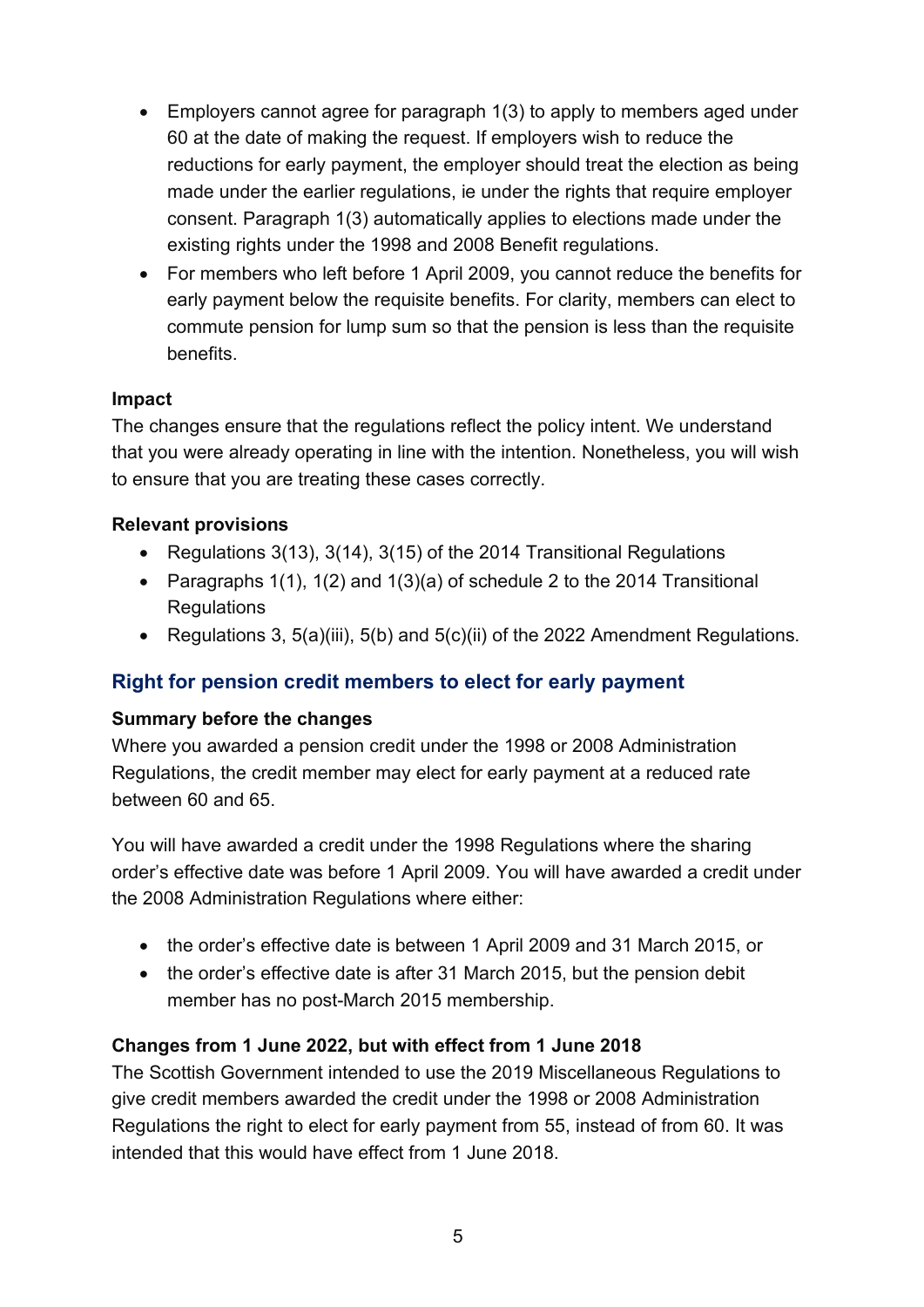- Employers cannot agree for paragraph 1(3) to apply to members aged under 60 at the date of making the request. If employers wish to reduce the reductions for early payment, the employer should treat the election as being made under the earlier regulations, ie under the rights that require employer consent. Paragraph 1(3) automatically applies to elections made under the existing rights under the 1998 and 2008 Benefit regulations.
- For members who left before 1 April 2009, you cannot reduce the benefits for early payment below the requisite benefits. For clarity, members can elect to commute pension for lump sum so that the pension is less than the requisite benefits.

**Impact**

The changes ensure that the regulations reflect the policy intent. We understand that you were already operating in line with the intention. Nonetheless, you will wish to ensure that you are treating these cases correctly.

**Relevant provisions**

- Regulations 3(13), 3(14), 3(15) of the 2014 Transitional Regulations
- Paragraphs 1(1), 1(2) and 1(3)(a) of schedule 2 to the 2014 Transitional Regulations
- Regulations 3, 5(a)(iii), 5(b) and 5(c)(ii) of the 2022 Amendment Regulations.

## Right for pension credit members to elect for early payment

**Summary before the changes**

Where you awarded a pension credit under the 1998 or 2008 Administration Regulations, the credit member may elect for early payment at a reduced rate between 60 and 65.

You will have awarded a credit under the 1998 Regulations where the sharing order's effective date was before 1 April 2009. You will have awarded a credit under the 2008 Administration Regulations where either:

- the order's effective date is between 1 April 2009 and 31 March 2015, or
- the order's effective date is after 31 March 2015, but the pension debit member has no post-March 2015 membership.

**Changes from 1 June 2022, but with effect from 1 June 2018**

The Scottish Government intended to use the 2019 Miscellaneous Regulations to give credit members awarded the credit under the 1998 or 2008 Administration Regulations the right to elect for early payment from 55, instead of from 60. It was intended that this would have effect from 1 June 2018.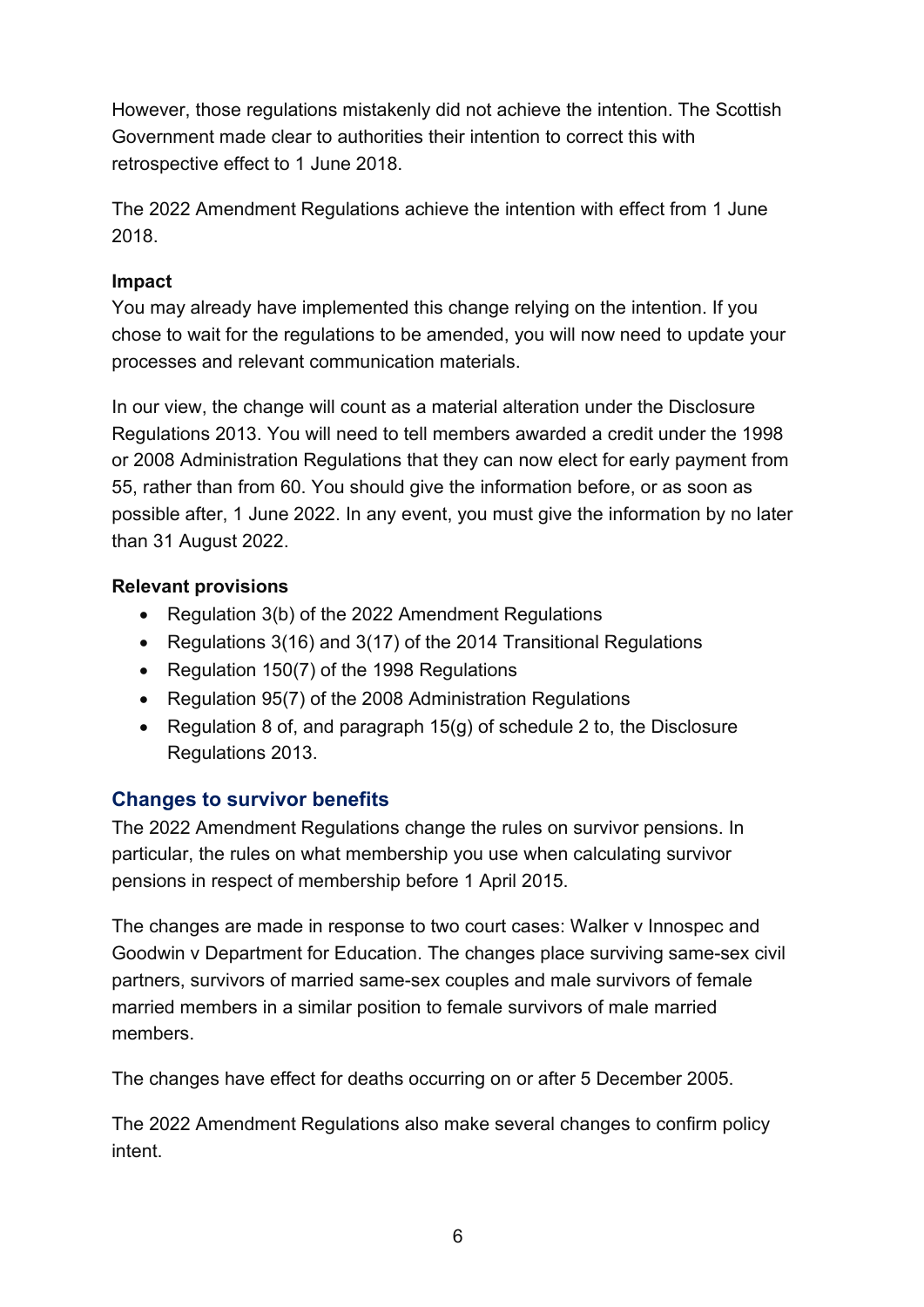However, those regulations mistakenly did not achieve the intention. The Scottish Government made clear to authorities their intention to correct this with retrospective effect to 1 June 2018.

The 2022 Amendment Regulations achieve the intention with effect from 1 June 2018.

**Impact**

You may already have implemented this change relying on the intention. If you chose to wait for the regulations to be amended, you will now need to update your processes and relevant communication materials.

In our view, the change will count as a material alteration under the Disclosure Regulations 2013. You will need to tell members awarded a credit under the 1998 or 2008 Administration Regulations that they can now elect for early payment from 55, rather than from 60. You should give the information before, or as soon as possible after, 1 June 2022. In any event, you must give the information by no later than 31 August 2022.

**Relevant provisions**

- Regulation 3(b) of the 2022 Amendment Regulations
- Regulations 3(16) and 3(17) of the 2014 Transitional Regulations
- Regulation 150(7) of the 1998 Regulations
- Regulation 95(7) of the 2008 Administration Regulations
- Regulation 8 of, and paragraph 15(g) of schedule 2 to, the Disclosure Regulations 2013.

## Changes to survivor benefits

The 2022 Amendment Regulations change the rules on survivor pensions. In particular, the rules on what membership you use when calculating survivor pensions in respect of membership before 1 April 2015.

The changes are made in response to two court cases: Walker v Innospec and Goodwin v Department for Education. The changes place surviving same-sex civil partners, survivors of married same-sex couples and male survivors of female married members in a similar position to female survivors of male married members.

The changes have effect for deaths occurring on or after 5 December 2005.

The 2022 Amendment Regulations also make several changes to confirm policy intent.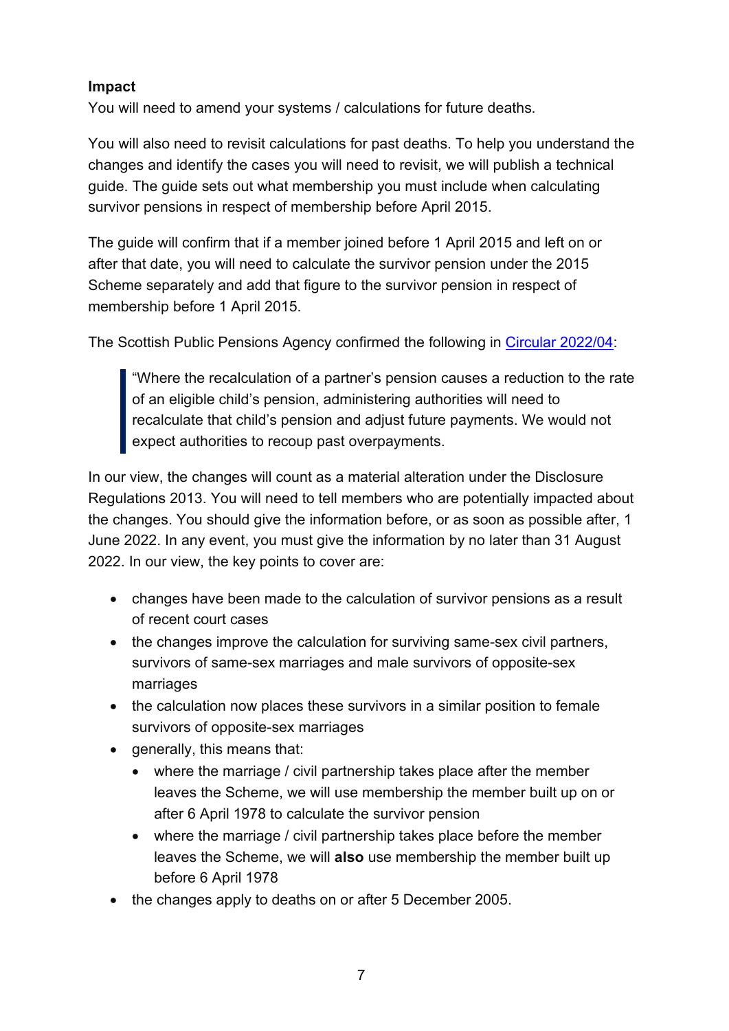**Impact**

You will need to amend your systems / calculations for future deaths.

You will also need to revisit calculations for past deaths. To help you understand the changes and identify the cases you will need to revisit, we will publish a technical guide. The guide sets out what membership you must include when calculating survivor pensions in respect of membership before April 2015.

The guide will confirm that if a member joined before 1 April 2015 and left on or after that date, you will need to calculate the survivor pension under the 2015 Scheme separately and add that figure to the survivor pension in respect of membership before 1 April 2015.

The Scottish Public Pensions Agency confirmed the following in [Circular 2022/04](#):

> "Where the recalculation of a partner's pension causes a reduction to the rate of an eligible child's pension, administering authorities will need to recalculate that child's pension and adjust future payments. We would not expect authorities to recoup past overpayments.

In our view, the changes will count as a material alteration under the Disclosure Regulations 2013. You will need to tell members who are potentially impacted about the changes. You should give the information before, or as soon as possible after, 1 June 2022. In any event, you must give the information by no later than 31 August 2022. In our view, the key points to cover are:

- changes have been made to the calculation of survivor pensions as a result of recent court cases
- the changes improve the calculation for surviving same-sex civil partners, survivors of same-sex marriages and male survivors of opposite-sex marriages
- the calculation now places these survivors in a similar position to female survivors of opposite-sex marriages
- generally, this means that:
    - where the marriage / civil partnership takes place after the member leaves the Scheme, we will use membership the member built up on or after 6 April 1978 to calculate the survivor pension
    - where the marriage / civil partnership takes place before the member leaves the Scheme, we will **also** use membership the member built up before 6 April 1978
- the changes apply to deaths on or after 5 December 2005.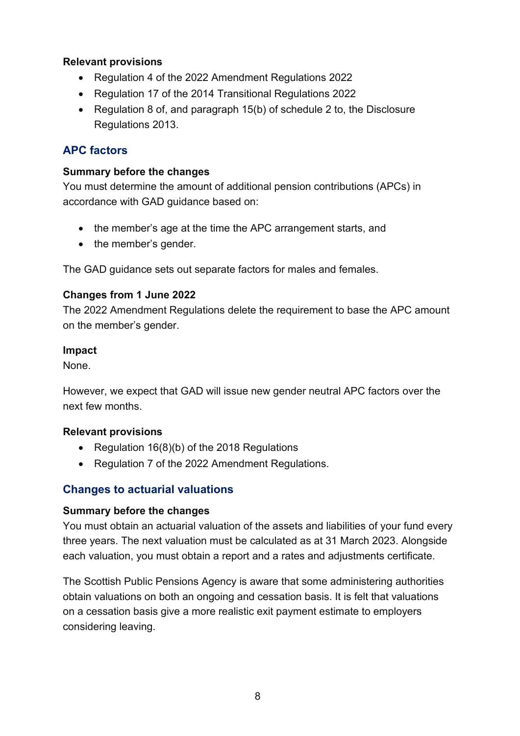**Relevant provisions**

- Regulation 4 of the 2022 Amendment Regulations 2022
- Regulation 17 of the 2014 Transitional Regulations 2022
- Regulation 8 of, and paragraph 15(b) of schedule 2 to, the Disclosure Regulations 2013.

## APC factors

**Summary before the changes**

You must determine the amount of additional pension contributions (APCs) in accordance with GAD guidance based on:

- the member's age at the time the APC arrangement starts, and
- the member's gender.

The GAD guidance sets out separate factors for males and females.

**Changes from 1 June 2022**

The 2022 Amendment Regulations delete the requirement to base the APC amount on the member's gender.

**Impact**

None.

However, we expect that GAD will issue new gender neutral APC factors over the next few months.

**Relevant provisions**

- Regulation 16(8)(b) of the 2018 Regulations
- Regulation 7 of the 2022 Amendment Regulations.

## Changes to actuarial valuations

**Summary before the changes**

You must obtain an actuarial valuation of the assets and liabilities of your fund every three years. The next valuation must be calculated as at 31 March 2023. Alongside each valuation, you must obtain a report and a rates and adjustments certificate.

The Scottish Public Pensions Agency is aware that some administering authorities obtain valuations on both an ongoing and cessation basis. It is felt that valuations on a cessation basis give a more realistic exit payment estimate to employers considering leaving.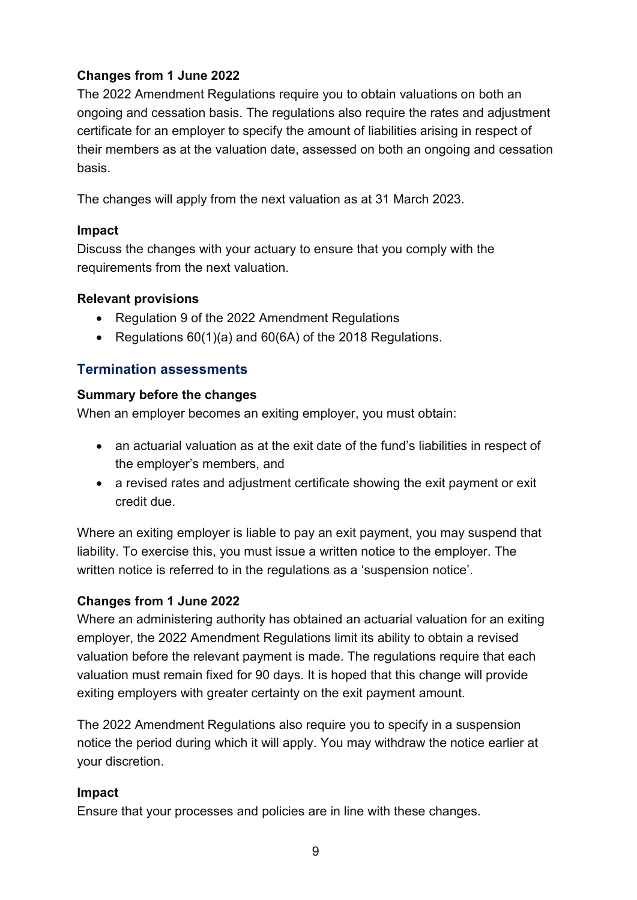**Changes from 1 June 2022**

The 2022 Amendment Regulations require you to obtain valuations on both an ongoing and cessation basis. The regulations also require the rates and adjustment certificate for an employer to specify the amount of liabilities arising in respect of their members as at the valuation date, assessed on both an ongoing and cessation basis.

The changes will apply from the next valuation as at 31 March 2023.

**Impact**

Discuss the changes with your actuary to ensure that you comply with the requirements from the next valuation.

**Relevant provisions**

- Regulation 9 of the 2022 Amendment Regulations
- Regulations 60(1)(a) and 60(6A) of the 2018 Regulations.

## Termination assessments

**Summary before the changes**

When an employer becomes an exiting employer, you must obtain:

- an actuarial valuation as at the exit date of the fund's liabilities in respect of the employer's members, and
- a revised rates and adjustment certificate showing the exit payment or exit credit due.

Where an exiting employer is liable to pay an exit payment, you may suspend that liability. To exercise this, you must issue a written notice to the employer. The written notice is referred to in the regulations as a 'suspension notice'.

**Changes from 1 June 2022**

Where an administering authority has obtained an actuarial valuation for an exiting employer, the 2022 Amendment Regulations limit its ability to obtain a revised valuation before the relevant payment is made. The regulations require that each valuation must remain fixed for 90 days. It is hoped that this change will provide exiting employers with greater certainty on the exit payment amount.

The 2022 Amendment Regulations also require you to specify in a suspension notice the period during which it will apply. You may withdraw the notice earlier at your discretion.

**Impact**

Ensure that your processes and policies are in line with these changes.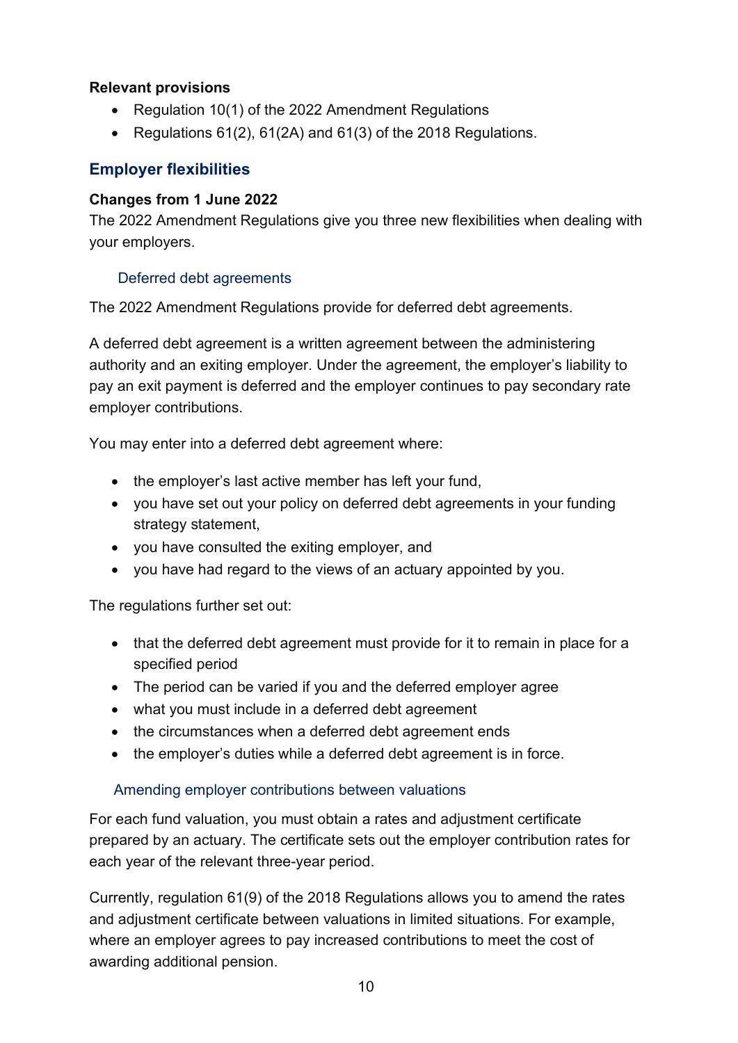**Relevant provisions**

- Regulation 10(1) of the 2022 Amendment Regulations
- Regulations 61(2), 61(2A) and 61(3) of the 2018 Regulations.

## Employer flexibilities

**Changes from 1 June 2022**

The 2022 Amendment Regulations give you three new flexibilities when dealing with your employers.

### Deferred debt agreements

The 2022 Amendment Regulations provide for deferred debt agreements.

A deferred debt agreement is a written agreement between the administering authority and an exiting employer. Under the agreement, the employer's liability to pay an exit payment is deferred and the employer continues to pay secondary rate employer contributions.

You may enter into a deferred debt agreement where:

- the employer's last active member has left your fund,
- you have set out your policy on deferred debt agreements in your funding strategy statement,
- you have consulted the exiting employer, and
- you have had regard to the views of an actuary appointed by you.

The regulations further set out:

- that the deferred debt agreement must provide for it to remain in place for a specified period
- The period can be varied if you and the deferred employer agree
- what you must include in a deferred debt agreement
- the circumstances when a deferred debt agreement ends
- the employer's duties while a deferred debt agreement is in force.

### Amending employer contributions between valuations

For each fund valuation, you must obtain a rates and adjustment certificate prepared by an actuary. The certificate sets out the employer contribution rates for each year of the relevant three-year period.

Currently, regulation 61(9) of the 2018 Regulations allows you to amend the rates and adjustment certificate between valuations in limited situations. For example, where an employer agrees to pay increased contributions to meet the cost of awarding additional pension.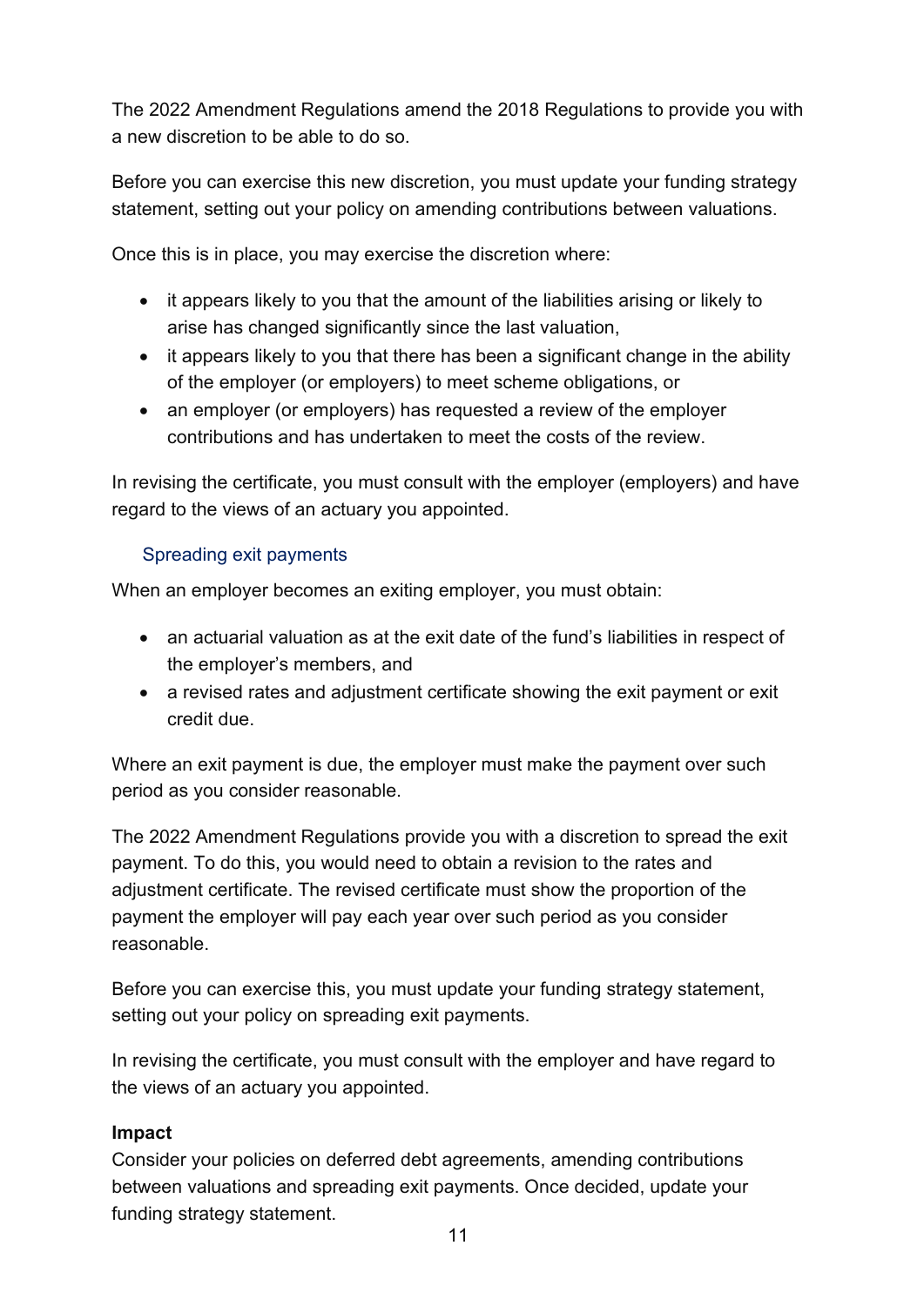The 2022 Amendment Regulations amend the 2018 Regulations to provide you with a new discretion to be able to do so.

Before you can exercise this new discretion, you must update your funding strategy statement, setting out your policy on amending contributions between valuations.

Once this is in place, you may exercise the discretion where:

- it appears likely to you that the amount of the liabilities arising or likely to arise has changed significantly since the last valuation,
- it appears likely to you that there has been a significant change in the ability of the employer (or employers) to meet scheme obligations, or
- an employer (or employers) has requested a review of the employer contributions and has undertaken to meet the costs of the review.

In revising the certificate, you must consult with the employer (employers) and have regard to the views of an actuary you appointed.

### Spreading exit payments

When an employer becomes an exiting employer, you must obtain:

- an actuarial valuation as at the exit date of the fund's liabilities in respect of the employer's members, and
- a revised rates and adjustment certificate showing the exit payment or exit credit due.

Where an exit payment is due, the employer must make the payment over such period as you consider reasonable.

The 2022 Amendment Regulations provide you with a discretion to spread the exit payment. To do this, you would need to obtain a revision to the rates and adjustment certificate. The revised certificate must show the proportion of the payment the employer will pay each year over such period as you consider reasonable.

Before you can exercise this, you must update your funding strategy statement, setting out your policy on spreading exit payments.

In revising the certificate, you must consult with the employer and have regard to the views of an actuary you appointed.

**Impact**

Consider your policies on deferred debt agreements, amending contributions between valuations and spreading exit payments. Once decided, update your funding strategy statement.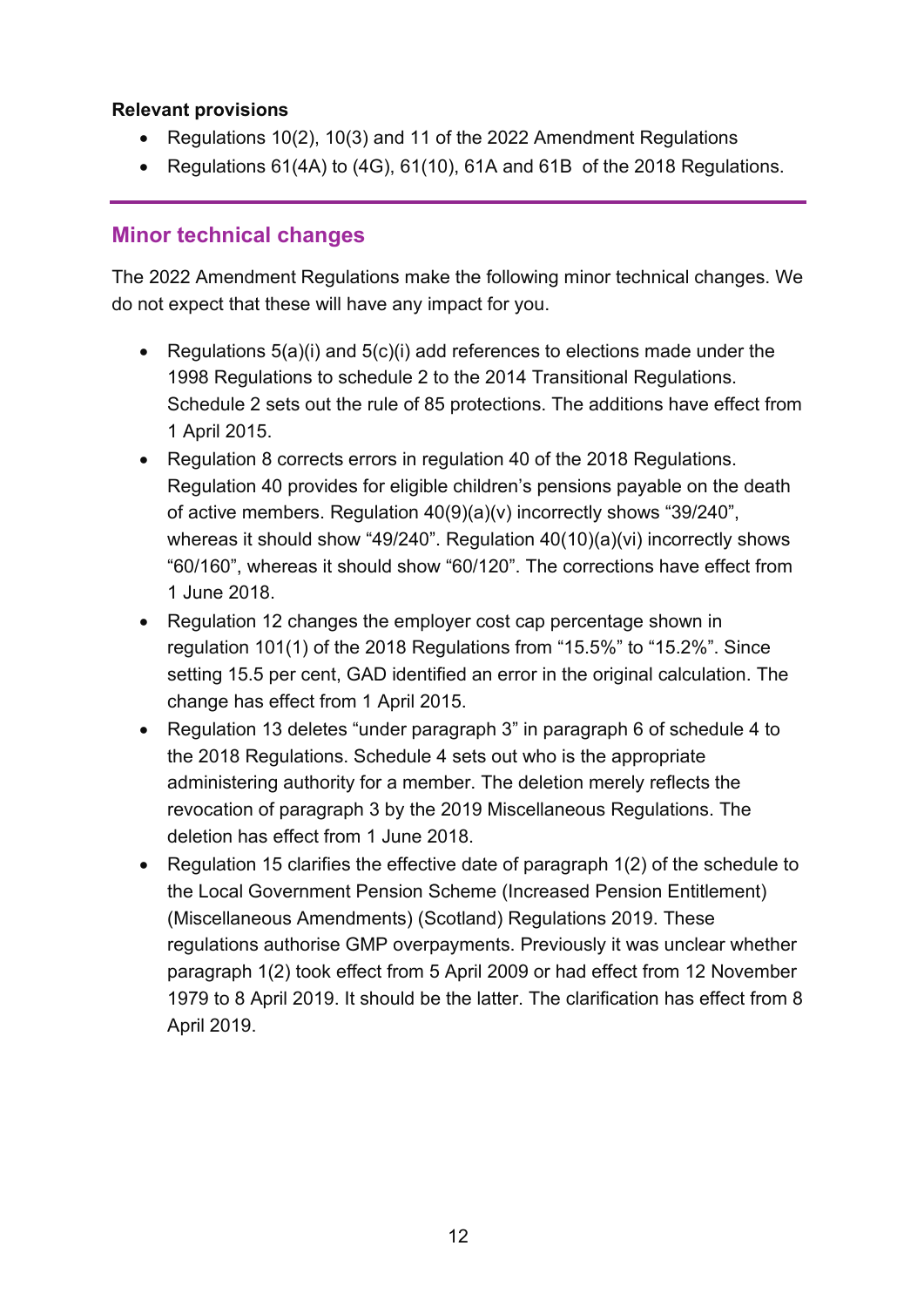**Relevant provisions**

- Regulations 10(2), 10(3) and 11 of the 2022 Amendment Regulations
- Regulations 61(4A) to (4G), 61(10), 61A and 61B of the 2018 Regulations.

---

## Minor technical changes

The 2022 Amendment Regulations make the following minor technical changes. We do not expect that these will have any impact for you.

- Regulations 5(a)(i) and 5(c)(i) add references to elections made under the 1998 Regulations to schedule 2 to the 2014 Transitional Regulations. Schedule 2 sets out the rule of 85 protections. The additions have effect from 1 April 2015.
- Regulation 8 corrects errors in regulation 40 of the 2018 Regulations. Regulation 40 provides for eligible children's pensions payable on the death of active members. Regulation 40(9)(a)(v) incorrectly shows "39/240", whereas it should show "49/240". Regulation 40(10)(a)(vi) incorrectly shows "60/160", whereas it should show "60/120". The corrections have effect from 1 June 2018.
- Regulation 12 changes the employer cost cap percentage shown in regulation 101(1) of the 2018 Regulations from "15.5%" to "15.2%". Since setting 15.5 per cent, GAD identified an error in the original calculation. The change has effect from 1 April 2015.
- Regulation 13 deletes "under paragraph 3" in paragraph 6 of schedule 4 to the 2018 Regulations. Schedule 4 sets out who is the appropriate administering authority for a member. The deletion merely reflects the revocation of paragraph 3 by the 2019 Miscellaneous Regulations. The deletion has effect from 1 June 2018.
- Regulation 15 clarifies the effective date of paragraph 1(2) of the schedule to the Local Government Pension Scheme (Increased Pension Entitlement) (Miscellaneous Amendments) (Scotland) Regulations 2019. These regulations authorise GMP overpayments. Previously it was unclear whether paragraph 1(2) took effect from 5 April 2009 or had effect from 12 November 1979 to 8 April 2019. It should be the latter. The clarification has effect from 8 April 2019.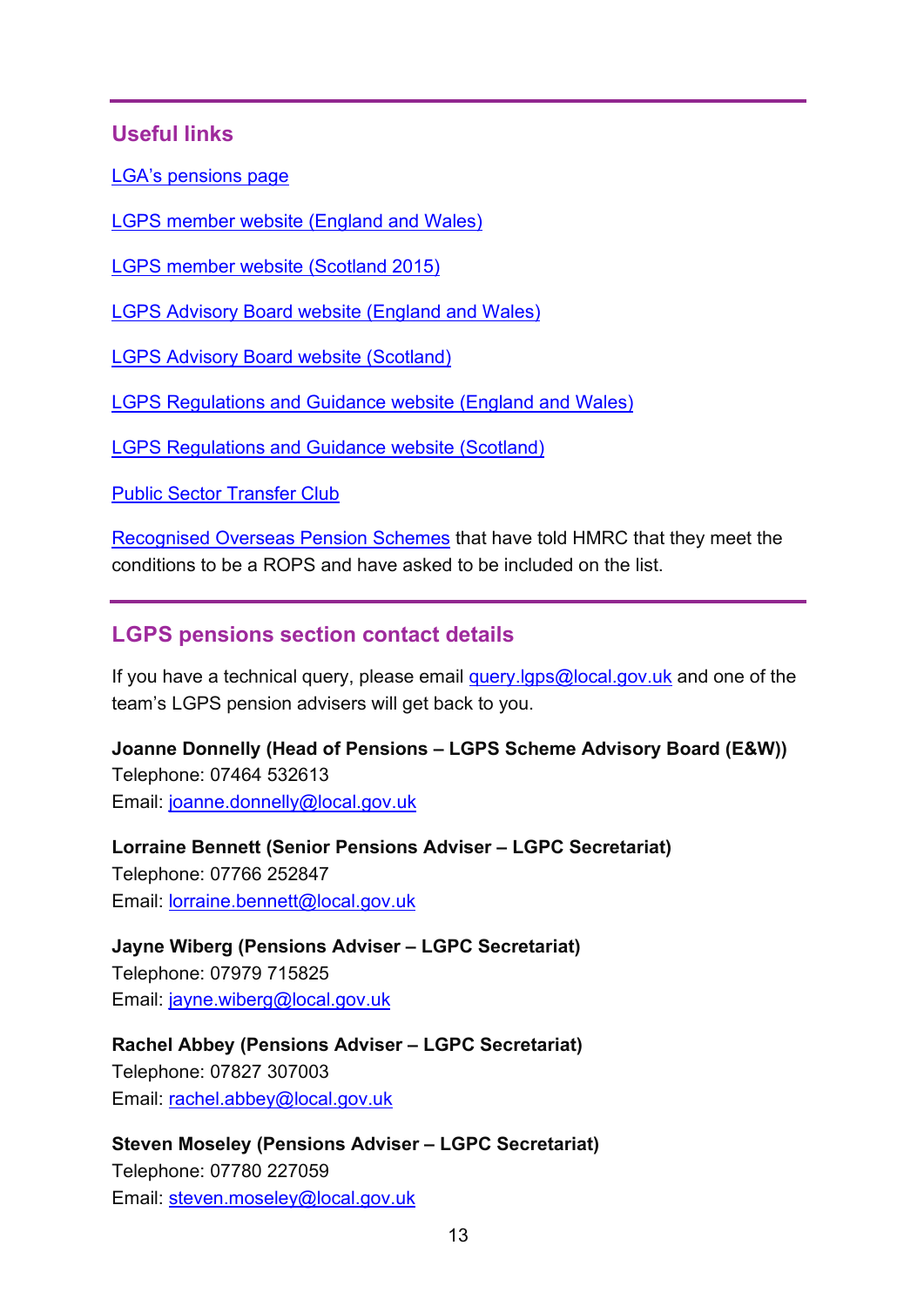## Useful links

LGA's pensions page

LGPS member website (England and Wales)

LGPS member website (Scotland 2015)

LGPS Advisory Board website (England and Wales)

LGPS Advisory Board website (Scotland)

LGPS Regulations and Guidance website (England and Wales)

LGPS Regulations and Guidance website (Scotland)

Public Sector Transfer Club

Recognised Overseas Pension Schemes that have told HMRC that they meet the conditions to be a ROPS and have asked to be included on the list.

## LGPS pensions section contact details

If you have a technical query, please email query.lgps@local.gov.uk and one of the team's LGPS pension advisers will get back to you.

**Joanne Donnelly (Head of Pensions – LGPS Scheme Advisory Board (E&W))**
Telephone: 07464 532613
Email: joanne.donnelly@local.gov.uk

**Lorraine Bennett (Senior Pensions Adviser – LGPC Secretariat)**
Telephone: 07766 252847
Email: lorraine.bennett@local.gov.uk

**Jayne Wiberg (Pensions Adviser – LGPC Secretariat)**
Telephone: 07979 715825
Email: jayne.wiberg@local.gov.uk

**Rachel Abbey (Pensions Adviser – LGPC Secretariat)**
Telephone: 07827 307003
Email: rachel.abbey@local.gov.uk

**Steven Moseley (Pensions Adviser – LGPC Secretariat)**
Telephone: 07780 227059
Email: steven.moseley@local.gov.uk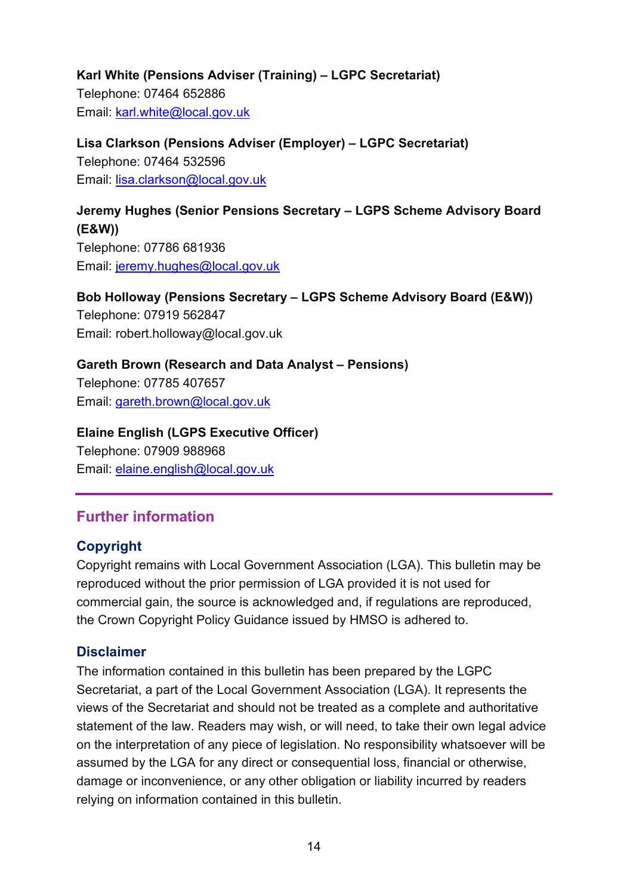**Karl White (Pensions Adviser (Training) – LGPC Secretariat)**
Telephone: 07464 652886
Email: karl.white@local.gov.uk

**Lisa Clarkson (Pensions Adviser (Employer) – LGPC Secretariat)**
Telephone: 07464 532596
Email: lisa.clarkson@local.gov.uk

**Jeremy Hughes (Senior Pensions Secretary – LGPS Scheme Advisory Board (E&W))**
Telephone: 07786 681936
Email: jeremy.hughes@local.gov.uk

**Bob Holloway (Pensions Secretary – LGPS Scheme Advisory Board (E&W))**
Telephone: 07919 562847
Email: robert.holloway@local.gov.uk

**Gareth Brown (Research and Data Analyst – Pensions)**
Telephone: 07785 407657
Email: gareth.brown@local.gov.uk

**Elaine English (LGPS Executive Officer)**
Telephone: 07909 988968
Email: elaine.english@local.gov.uk

## Further information

### Copyright

Copyright remains with Local Government Association (LGA). This bulletin may be reproduced without the prior permission of LGA provided it is not used for commercial gain, the source is acknowledged and, if regulations are reproduced, the Crown Copyright Policy Guidance issued by HMSO is adhered to.

### Disclaimer

The information contained in this bulletin has been prepared by the LGPC Secretariat, a part of the Local Government Association (LGA). It represents the views of the Secretariat and should not be treated as a complete and authoritative statement of the law. Readers may wish, or will need, to take their own legal advice on the interpretation of any piece of legislation. No responsibility whatsoever will be assumed by the LGA for any direct or consequential loss, financial or otherwise, damage or inconvenience, or any other obligation or liability incurred by readers relying on information contained in this bulletin.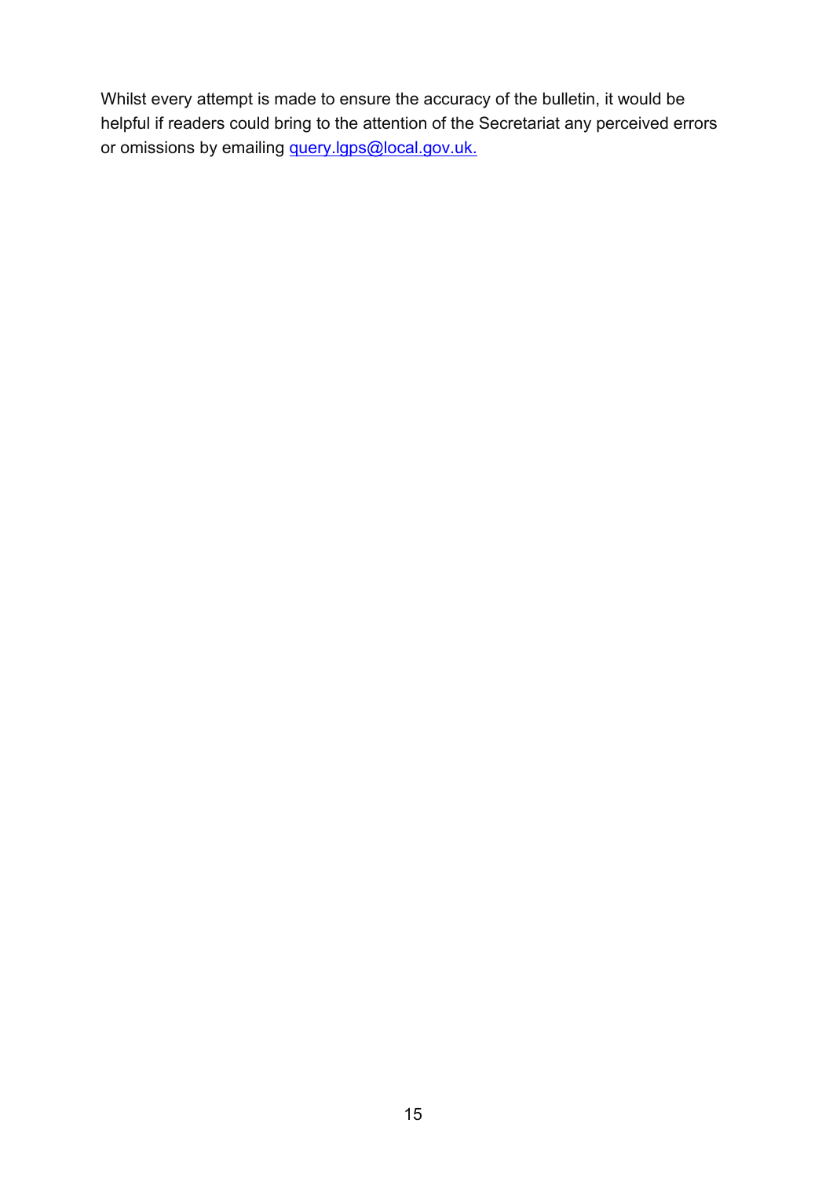Whilst every attempt is made to ensure the accuracy of the bulletin, it would be helpful if readers could bring to the attention of the Secretariat any perceived errors or omissions by emailing [query.lgps@local.gov.uk.](mailto:query.lgps@local.gov.uk)